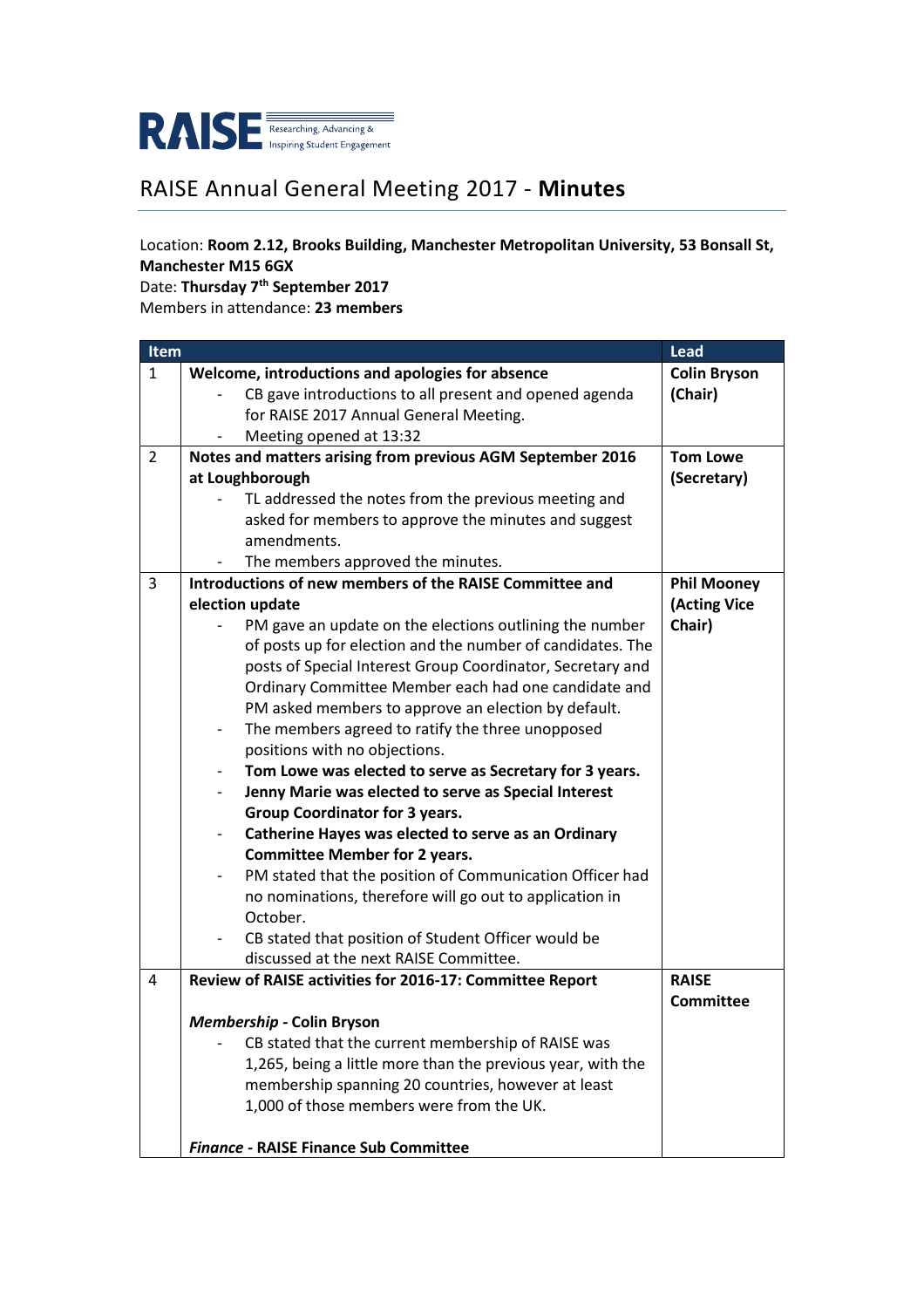RAISE Researching, Advancing & Inspiring Student Engagement

# RAISE Annual General Meeting 2017 - **Minutes**

Location: **Room 2.12, Brooks Building, Manchester Metropolitan University, 53 Bonsall St, Manchester M15 6GX**
Date: **Thursday 7th September 2017**
Members in attendance: **23 members**

| Item | | Lead |
|---|---|---|
| 1 | **Welcome, introductions and apologies for absence**<br>- CB gave introductions to all present and opened agenda for RAISE 2017 Annual General Meeting.<br>- Meeting opened at 13:32 | **Colin Bryson (Chair)** |
| 2 | **Notes and matters arising from previous AGM September 2016 at Loughborough**<br>- TL addressed the notes from the previous meeting and asked for members to approve the minutes and suggest amendments.<br>- The members approved the minutes. | **Tom Lowe (Secretary)** |
| 3 | **Introductions of new members of the RAISE Committee and election update**<br>- PM gave an update on the elections outlining the number of posts up for election and the number of candidates. The posts of Special Interest Group Coordinator, Secretary and Ordinary Committee Member each had one candidate and PM asked members to approve an election by default.<br>- The members agreed to ratify the three unopposed positions with no objections.<br>- **Tom Lowe was elected to serve as Secretary for 3 years.**<br>- **Jenny Marie was elected to serve as Special Interest Group Coordinator for 3 years.**<br>- **Catherine Hayes was elected to serve as an Ordinary Committee Member for 2 years.**<br>- PM stated that the position of Communication Officer had no nominations, therefore will go out to application in October.<br>- CB stated that position of Student Officer would be discussed at the next RAISE Committee. | **Phil Mooney (Acting Vice Chair)** |
| 4 | **Review of RAISE activities for 2016-17: Committee Report**<br><br>***Membership* - Colin Bryson**<br>- CB stated that the current membership of RAISE was 1,265, being a little more than the previous year, with the membership spanning 20 countries, however at least 1,000 of those members were from the UK.<br><br>***Finance* - RAISE Finance Sub Committee** | **RAISE Committee** |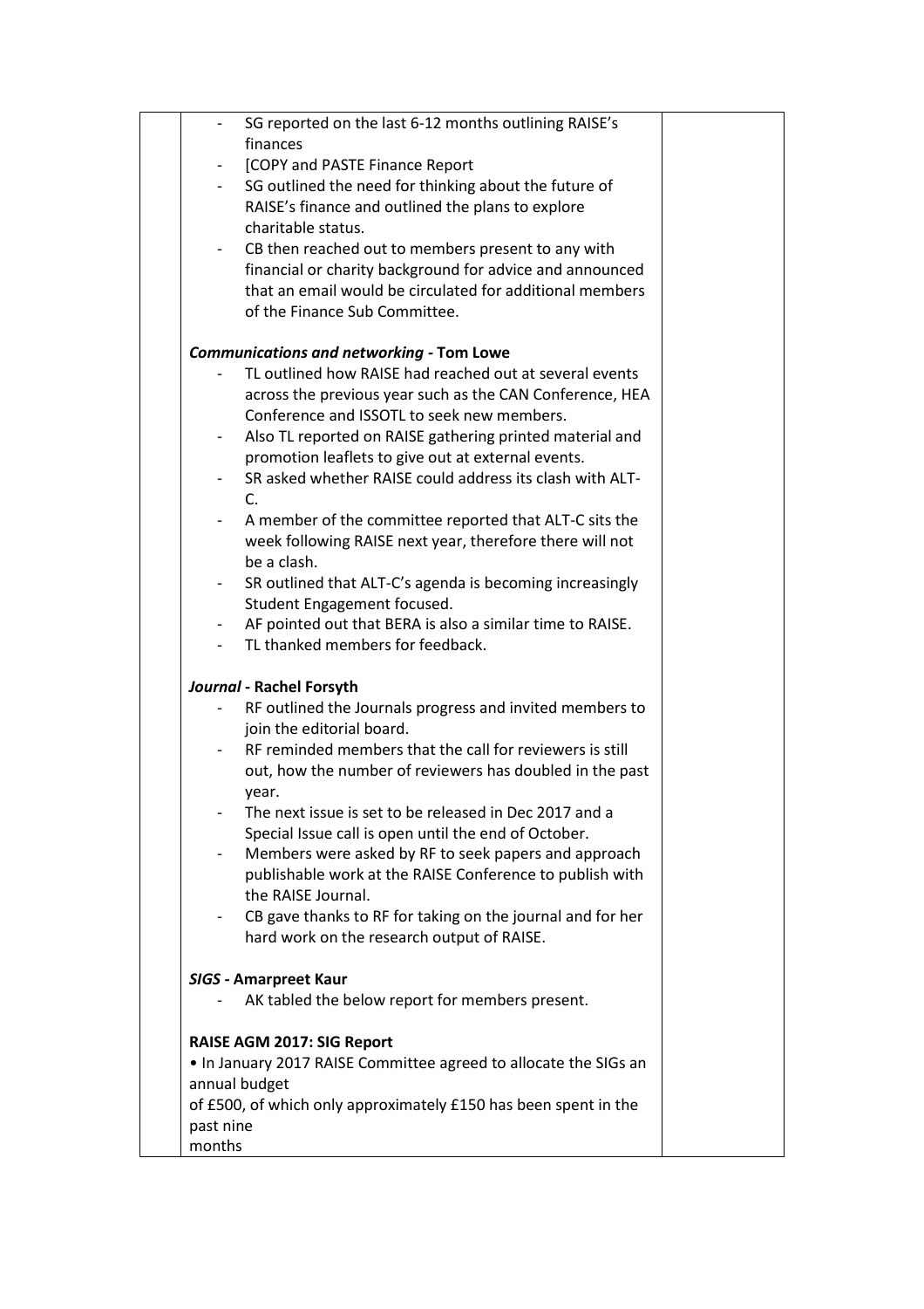- SG reported on the last 6-12 months outlining RAISE's finances
- [COPY and PASTE Finance Report
- SG outlined the need for thinking about the future of RAISE's finance and outlined the plans to explore charitable status.
- CB then reached out to members present to any with financial or charity background for advice and announced that an email would be circulated for additional members of the Finance Sub Committee.

***Communications and networking* - Tom Lowe**

- TL outlined how RAISE had reached out at several events across the previous year such as the CAN Conference, HEA Conference and ISSOTL to seek new members.
- Also TL reported on RAISE gathering printed material and promotion leaflets to give out at external events.
- SR asked whether RAISE could address its clash with ALT-C.
- A member of the committee reported that ALT-C sits the week following RAISE next year, therefore there will not be a clash.
- SR outlined that ALT-C's agenda is becoming increasingly Student Engagement focused.
- AF pointed out that BERA is also a similar time to RAISE.
- TL thanked members for feedback.

***Journal* - Rachel Forsyth**

- RF outlined the Journals progress and invited members to join the editorial board.
- RF reminded members that the call for reviewers is still out, how the number of reviewers has doubled in the past year.
- The next issue is set to be released in Dec 2017 and a Special Issue call is open until the end of October.
- Members were asked by RF to seek papers and approach publishable work at the RAISE Conference to publish with the RAISE Journal.
- CB gave thanks to RF for taking on the journal and for her hard work on the research output of RAISE.

***SIGS* - Amarpreet Kaur**

- AK tabled the below report for members present.

**RAISE AGM 2017: SIG Report**

• In January 2017 RAISE Committee agreed to allocate the SIGs an annual budget
of £500, of which only approximately £150 has been spent in the past nine
months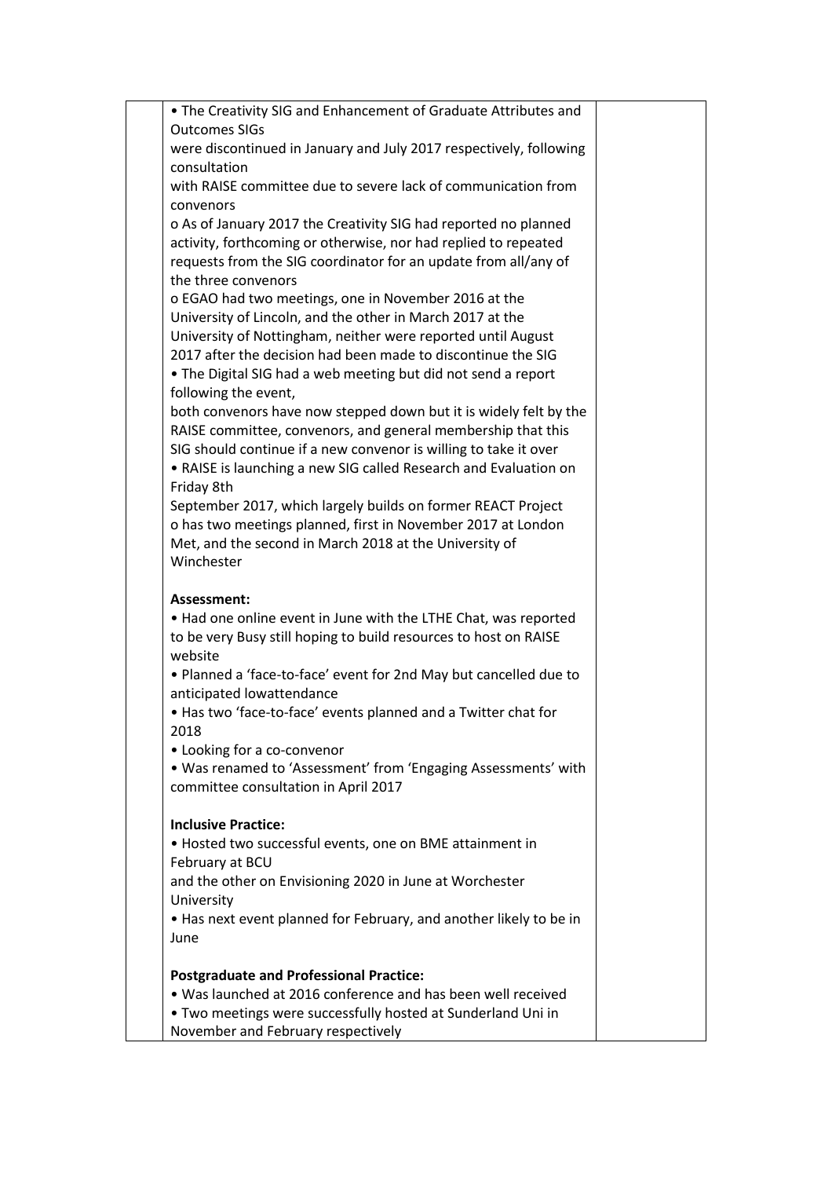| | | |
|---|---|---|
| | • The Creativity SIG and Enhancement of Graduate Attributes and Outcomes SIGs were discontinued in January and July 2017 respectively, following consultation with RAISE committee due to severe lack of communication from convenors<br>o As of January 2017 the Creativity SIG had reported no planned activity, forthcoming or otherwise, nor had replied to repeated requests from the SIG coordinator for an update from all/any of the three convenors<br>o EGAO had two meetings, one in November 2016 at the University of Lincoln, and the other in March 2017 at the University of Nottingham, neither were reported until August 2017 after the decision had been made to discontinue the SIG<br>• The Digital SIG had a web meeting but did not send a report following the event, both convenors have now stepped down but it is widely felt by the RAISE committee, convenors, and general membership that this SIG should continue if a new convenor is willing to take it over<br>• RAISE is launching a new SIG called Research and Evaluation on Friday 8th September 2017, which largely builds on former REACT Project<br>o has two meetings planned, first in November 2017 at London Met, and the second in March 2018 at the University of Winchester<br><br>**Assessment:**<br>• Had one online event in June with the LTHE Chat, was reported to be very Busy still hoping to build resources to host on RAISE website<br>• Planned a 'face-to-face' event for 2nd May but cancelled due to anticipated lowattendance<br>• Has two 'face-to-face' events planned and a Twitter chat for 2018<br>• Looking for a co-convenor<br>• Was renamed to 'Assessment' from 'Engaging Assessments' with committee consultation in April 2017<br><br>**Inclusive Practice:**<br>• Hosted two successful events, one on BME attainment in February at BCU and the other on Envisioning 2020 in June at Worchester University<br>• Has next event planned for February, and another likely to be in June<br><br>**Postgraduate and Professional Practice:**<br>• Was launched at 2016 conference and has been well received<br>• Two meetings were successfully hosted at Sunderland Uni in November and February respectively | |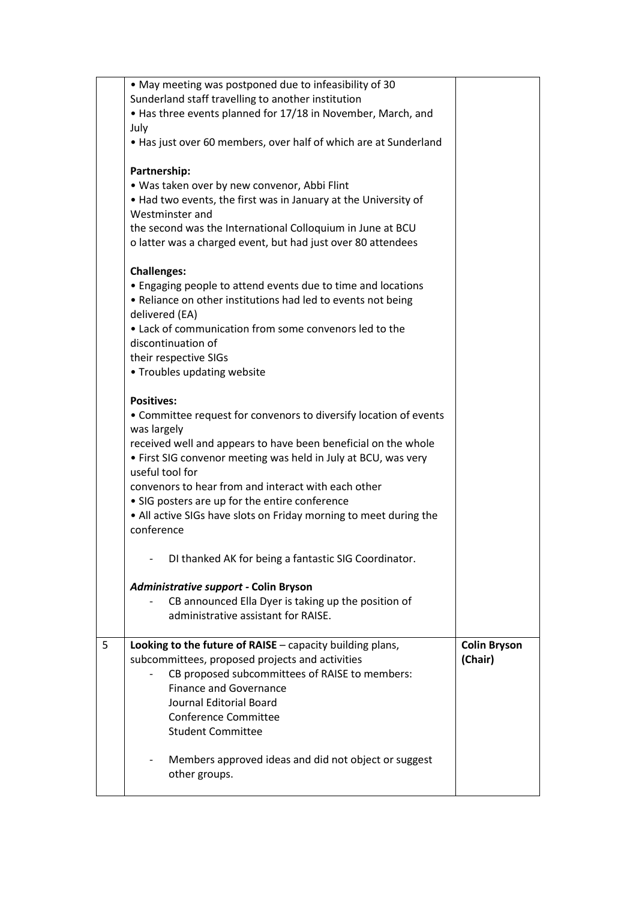| | | |
|---|---|---|
| | • May meeting was postponed due to infeasibility of 30 Sunderland staff travelling to another institution<br>• Has three events planned for 17/18 in November, March, and July<br>• Has just over 60 members, over half of which are at Sunderland<br><br>**Partnership:**<br>• Was taken over by new convenor, Abbi Flint<br>• Had two events, the first was in January at the University of Westminster and<br>the second was the International Colloquium in June at BCU<br>o latter was a charged event, but had just over 80 attendees<br><br>**Challenges:**<br>• Engaging people to attend events due to time and locations<br>• Reliance on other institutions had led to events not being delivered (EA)<br>• Lack of communication from some convenors led to the discontinuation of<br>their respective SIGs<br>• Troubles updating website<br><br>**Positives:**<br>• Committee request for convenors to diversify location of events was largely<br>received well and appears to have been beneficial on the whole<br>• First SIG convenor meeting was held in July at BCU, was very useful tool for<br>convenors to hear from and interact with each other<br>• SIG posters are up for the entire conference<br>• All active SIGs have slots on Friday morning to meet during the conference<br><br>- DI thanked AK for being a fantastic SIG Coordinator.<br><br>***Administrative support* - Colin Bryson**<br>- CB announced Ella Dyer is taking up the position of administrative assistant for RAISE. | |
| 5 | **Looking to the future of RAISE** – capacity building plans, subcommittees, proposed projects and activities<br>- CB proposed subcommittees of RAISE to members:<br>Finance and Governance<br>Journal Editorial Board<br>Conference Committee<br>Student Committee<br><br>- Members approved ideas and did not object or suggest other groups. | **Colin Bryson (Chair)** |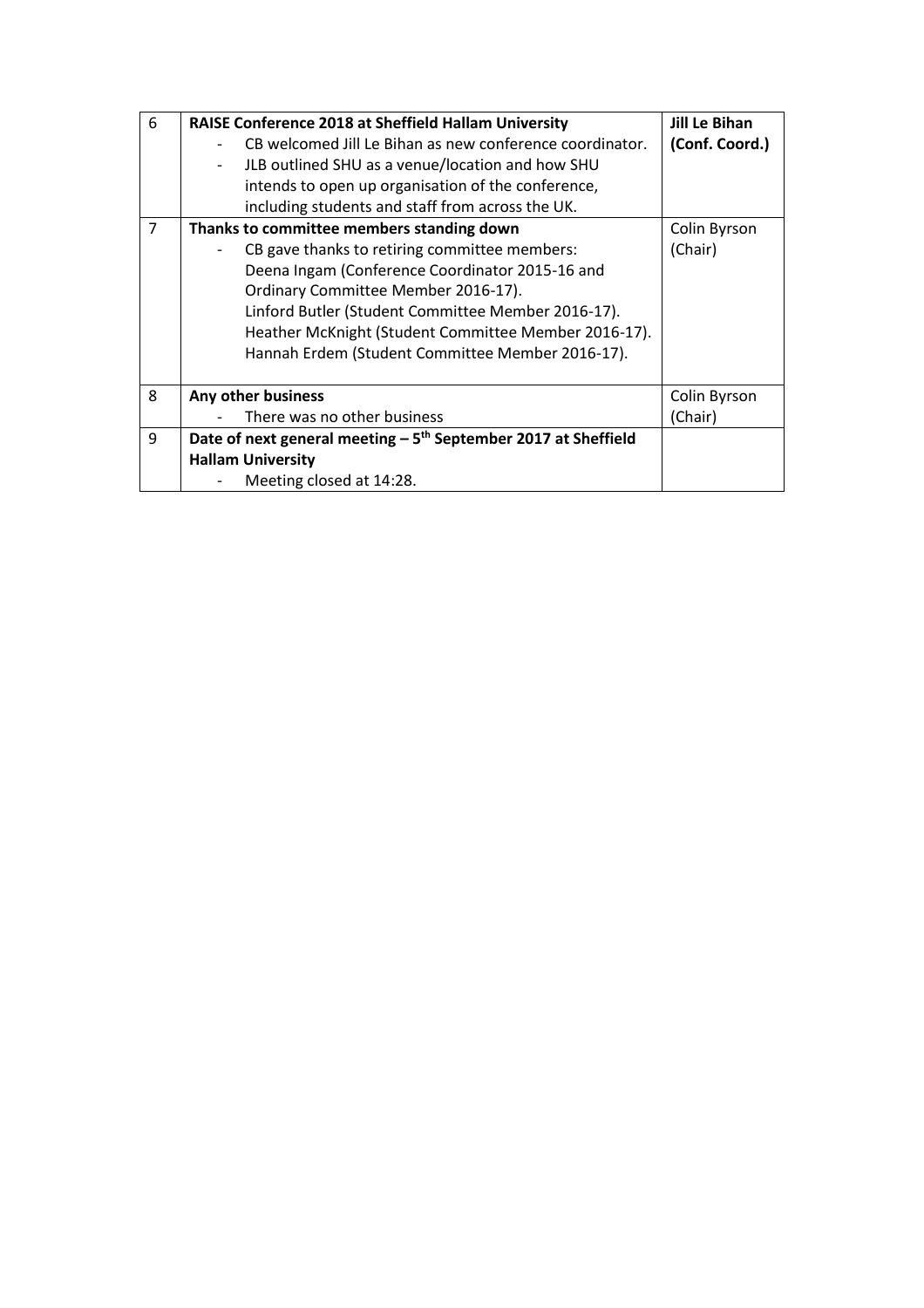| | | |
|---|---|---|
| 6 | **RAISE Conference 2018 at Sheffield Hallam University**<br>- CB welcomed Jill Le Bihan as new conference coordinator.<br>- JLB outlined SHU as a venue/location and how SHU intends to open up organisation of the conference, including students and staff from across the UK. | **Jill Le Bihan (Conf. Coord.)** |
| 7 | **Thanks to committee members standing down**<br>- CB gave thanks to retiring committee members:<br>Deena Ingam (Conference Coordinator 2015-16 and Ordinary Committee Member 2016-17).<br>Linford Butler (Student Committee Member 2016-17).<br>Heather McKnight (Student Committee Member 2016-17).<br>Hannah Erdem (Student Committee Member 2016-17). | Colin Byrson (Chair) |
| 8 | **Any other business**<br>- There was no other business | Colin Byrson (Chair) |
| 9 | **Date of next general meeting – 5th September 2017 at Sheffield Hallam University**<br>- Meeting closed at 14:28. | |